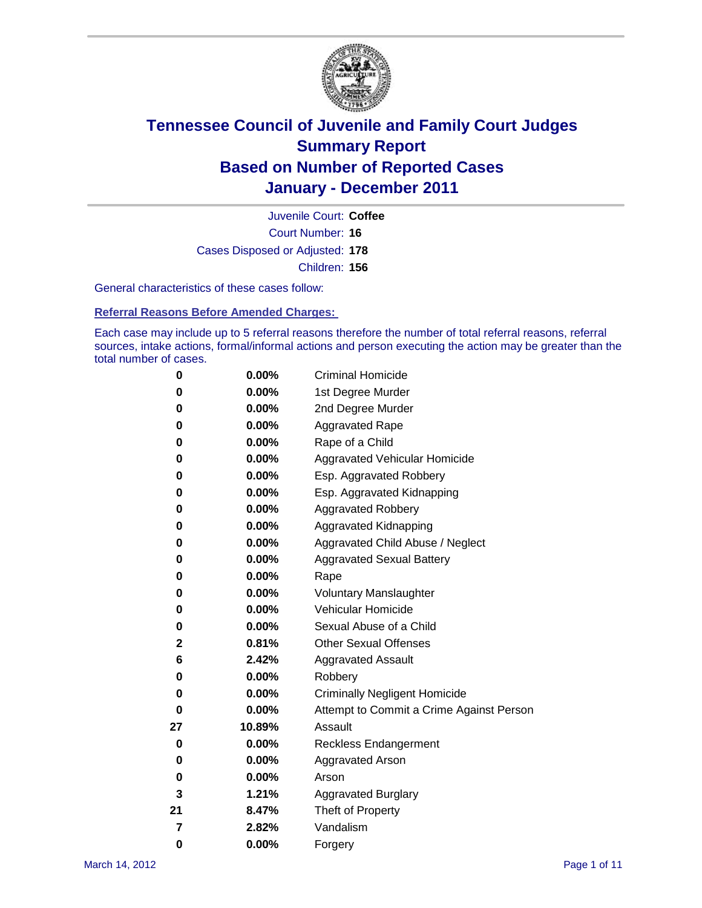# Tennessee Council of Juvenile and Family Court Judges
# Summary Report
# Based on Number of Reported Cases
# January - December 2011

Juvenile Court: **Coffee**

Court Number: **16**

Cases Disposed or Adjusted: **178**

Children: **156**

General characteristics of these cases follow:

## Referral Reasons Before Amended Charges:

Each case may include up to 5 referral reasons therefore the number of total referral reasons, referral sources, intake actions, formal/informal actions and person executing the action may be greater than the total number of cases.

| | | |
|---|---|---|
| 0 | 0.00% | Criminal Homicide |
| 0 | 0.00% | 1st Degree Murder |
| 0 | 0.00% | 2nd Degree Murder |
| 0 | 0.00% | Aggravated Rape |
| 0 | 0.00% | Rape of a Child |
| 0 | 0.00% | Aggravated Vehicular Homicide |
| 0 | 0.00% | Esp. Aggravated Robbery |
| 0 | 0.00% | Esp. Aggravated Kidnapping |
| 0 | 0.00% | Aggravated Robbery |
| 0 | 0.00% | Aggravated Kidnapping |
| 0 | 0.00% | Aggravated Child Abuse / Neglect |
| 0 | 0.00% | Aggravated Sexual Battery |
| 0 | 0.00% | Rape |
| 0 | 0.00% | Voluntary Manslaughter |
| 0 | 0.00% | Vehicular Homicide |
| 0 | 0.00% | Sexual Abuse of a Child |
| 2 | 0.81% | Other Sexual Offenses |
| 6 | 2.42% | Aggravated Assault |
| 0 | 0.00% | Robbery |
| 0 | 0.00% | Criminally Negligent Homicide |
| 0 | 0.00% | Attempt to Commit a Crime Against Person |
| 27 | 10.89% | Assault |
| 0 | 0.00% | Reckless Endangerment |
| 0 | 0.00% | Aggravated Arson |
| 0 | 0.00% | Arson |
| 3 | 1.21% | Aggravated Burglary |
| 21 | 8.47% | Theft of Property |
| 7 | 2.82% | Vandalism |
| 0 | 0.00% | Forgery |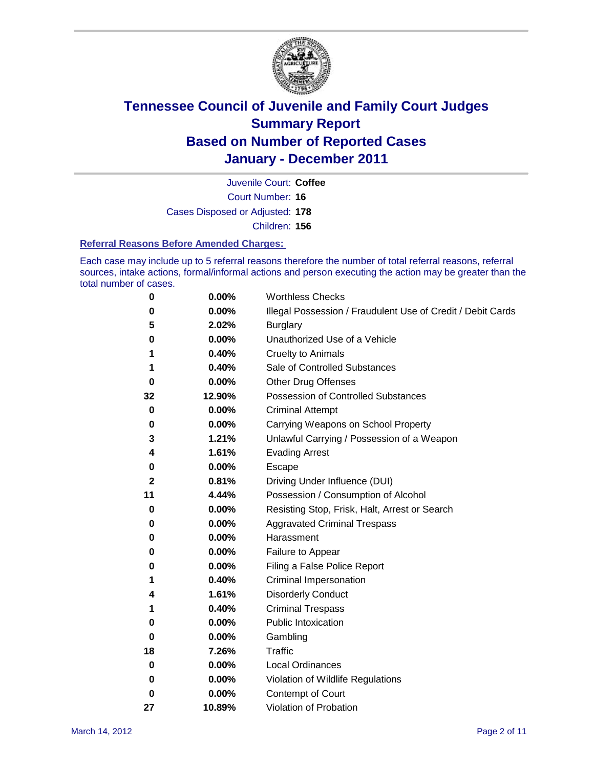# Tennessee Council of Juvenile and Family Court Judges
## Summary Report
## Based on Number of Reported Cases
## January - December 2011

Juvenile Court: **Coffee**

Court Number: **16**

Cases Disposed or Adjusted: **178**

Children: **156**

### Referral Reasons Before Amended Charges:

Each case may include up to 5 referral reasons therefore the number of total referral reasons, referral sources, intake actions, formal/informal actions and person executing the action may be greater than the total number of cases.

| Count | Percent | Referral Reason |
|---|---|---|
| 0 | 0.00% | Worthless Checks |
| 0 | 0.00% | Illegal Possession / Fraudulent Use of Credit / Debit Cards |
| 5 | 2.02% | Burglary |
| 0 | 0.00% | Unauthorized Use of a Vehicle |
| 1 | 0.40% | Cruelty to Animals |
| 1 | 0.40% | Sale of Controlled Substances |
| 0 | 0.00% | Other Drug Offenses |
| 32 | 12.90% | Possession of Controlled Substances |
| 0 | 0.00% | Criminal Attempt |
| 0 | 0.00% | Carrying Weapons on School Property |
| 3 | 1.21% | Unlawful Carrying / Possession of a Weapon |
| 4 | 1.61% | Evading Arrest |
| 0 | 0.00% | Escape |
| 2 | 0.81% | Driving Under Influence (DUI) |
| 11 | 4.44% | Possession / Consumption of Alcohol |
| 0 | 0.00% | Resisting Stop, Frisk, Halt, Arrest or Search |
| 0 | 0.00% | Aggravated Criminal Trespass |
| 0 | 0.00% | Harassment |
| 0 | 0.00% | Failure to Appear |
| 0 | 0.00% | Filing a False Police Report |
| 1 | 0.40% | Criminal Impersonation |
| 4 | 1.61% | Disorderly Conduct |
| 1 | 0.40% | Criminal Trespass |
| 0 | 0.00% | Public Intoxication |
| 0 | 0.00% | Gambling |
| 18 | 7.26% | Traffic |
| 0 | 0.00% | Local Ordinances |
| 0 | 0.00% | Violation of Wildlife Regulations |
| 0 | 0.00% | Contempt of Court |
| 27 | 10.89% | Violation of Probation |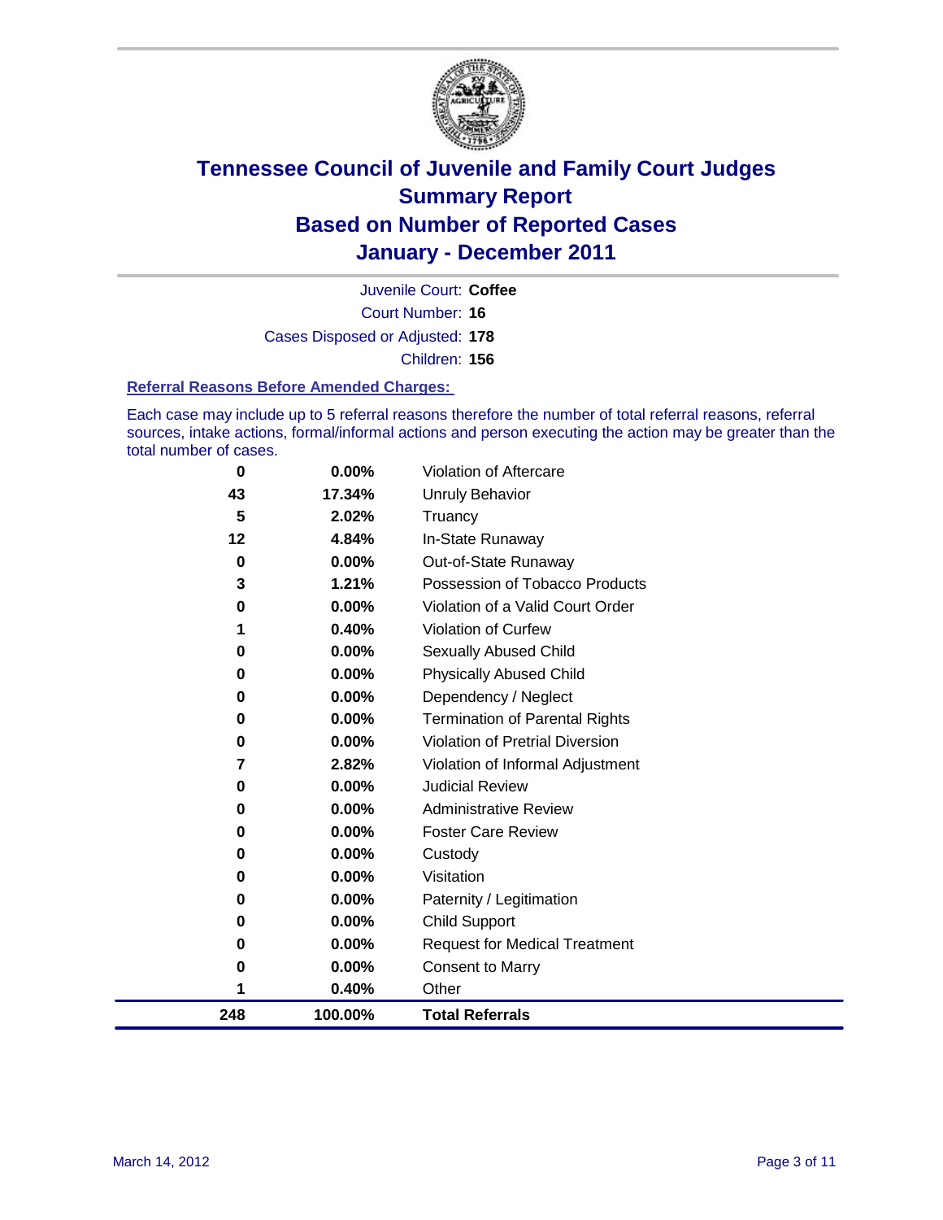# Tennessee Council of Juvenile and Family Court Judges
## Summary Report
## Based on Number of Reported Cases
## January - December 2011

Juvenile Court: **Coffee**

Court Number: **16**

Cases Disposed or Adjusted: **178**

Children: **156**

### Referral Reasons Before Amended Charges:

Each case may include up to 5 referral reasons therefore the number of total referral reasons, referral sources, intake actions, formal/informal actions and person executing the action may be greater than the total number of cases.

| Count | Percent | Referral Reason |
|---|---|---|
| 0 | 0.00% | Violation of Aftercare |
| 43 | 17.34% | Unruly Behavior |
| 5 | 2.02% | Truancy |
| 12 | 4.84% | In-State Runaway |
| 0 | 0.00% | Out-of-State Runaway |
| 3 | 1.21% | Possession of Tobacco Products |
| 0 | 0.00% | Violation of a Valid Court Order |
| 1 | 0.40% | Violation of Curfew |
| 0 | 0.00% | Sexually Abused Child |
| 0 | 0.00% | Physically Abused Child |
| 0 | 0.00% | Dependency / Neglect |
| 0 | 0.00% | Termination of Parental Rights |
| 0 | 0.00% | Violation of Pretrial Diversion |
| 7 | 2.82% | Violation of Informal Adjustment |
| 0 | 0.00% | Judicial Review |
| 0 | 0.00% | Administrative Review |
| 0 | 0.00% | Foster Care Review |
| 0 | 0.00% | Custody |
| 0 | 0.00% | Visitation |
| 0 | 0.00% | Paternity / Legitimation |
| 0 | 0.00% | Child Support |
| 0 | 0.00% | Request for Medical Treatment |
| 0 | 0.00% | Consent to Marry |
| 1 | 0.40% | Other |
| **248** | **100.00%** | **Total Referrals** |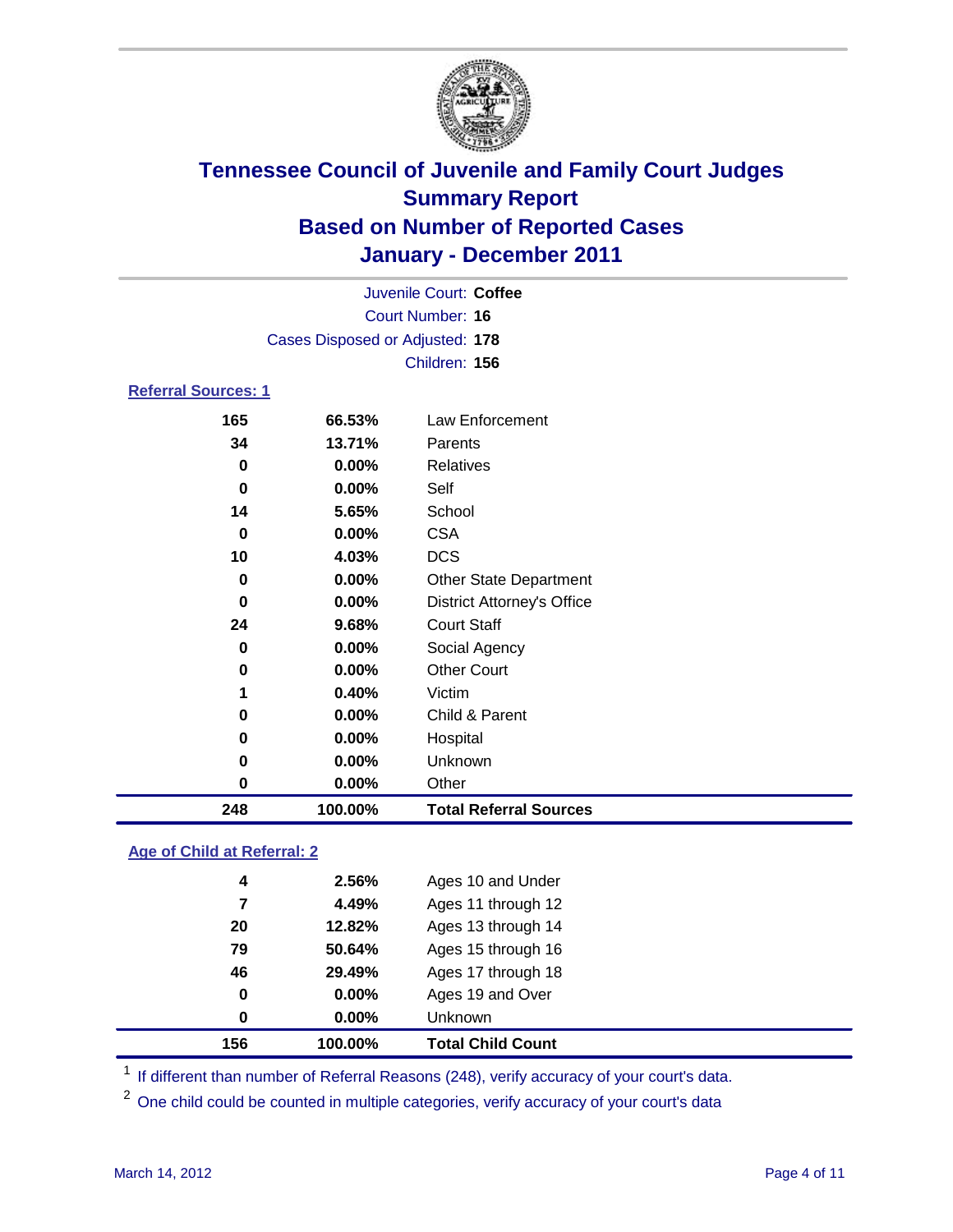# Tennessee Council of Juvenile and Family Court Judges
## Summary Report
## Based on Number of Reported Cases
## January - December 2011

Juvenile Court: **Coffee**
Court Number: **16**
Cases Disposed or Adjusted: **178**
Children: **156**

### Referral Sources: 1

| | | |
|---|---|---|
| 165 | 66.53% | Law Enforcement |
| 34 | 13.71% | Parents |
| 0 | 0.00% | Relatives |
| 0 | 0.00% | Self |
| 14 | 5.65% | School |
| 0 | 0.00% | CSA |
| 10 | 4.03% | DCS |
| 0 | 0.00% | Other State Department |
| 0 | 0.00% | District Attorney's Office |
| 24 | 9.68% | Court Staff |
| 0 | 0.00% | Social Agency |
| 0 | 0.00% | Other Court |
| 1 | 0.40% | Victim |
| 0 | 0.00% | Child & Parent |
| 0 | 0.00% | Hospital |
| 0 | 0.00% | Unknown |
| 0 | 0.00% | Other |
| **248** | **100.00%** | **Total Referral Sources** |

### Age of Child at Referral: 2

| | | |
|---|---|---|
| 4 | 2.56% | Ages 10 and Under |
| 7 | 4.49% | Ages 11 through 12 |
| 20 | 12.82% | Ages 13 through 14 |
| 79 | 50.64% | Ages 15 through 16 |
| 46 | 29.49% | Ages 17 through 18 |
| 0 | 0.00% | Ages 19 and Over |
| 0 | 0.00% | Unknown |
| **156** | **100.00%** | **Total Child Count** |

[1] If different than number of Referral Reasons (248), verify accuracy of your court's data.

[2] One child could be counted in multiple categories, verify accuracy of your court's data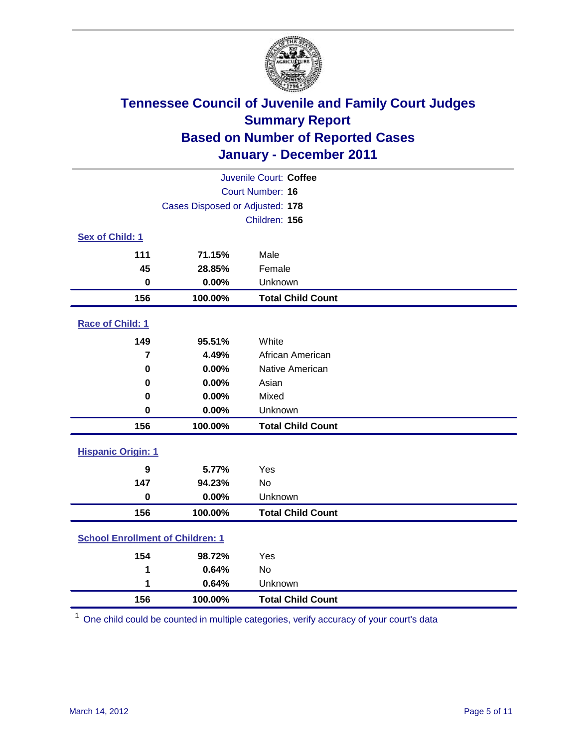# Tennessee Council of Juvenile and Family Court Judges
## Summary Report
## Based on Number of Reported Cases
## January - December 2011

Juvenile Court: **Coffee**
Court Number: **16**
Cases Disposed or Adjusted: **178**
Children: **156**

### Sex of Child: 1

| | | |
|---|---|---|
| **111** | **71.15%** | Male |
| **45** | **28.85%** | Female |
| **0** | **0.00%** | Unknown |
| **156** | **100.00%** | **Total Child Count** |

### Race of Child: 1

| | | |
|---|---|---|
| **149** | **95.51%** | White |
| **7** | **4.49%** | African American |
| **0** | **0.00%** | Native American |
| **0** | **0.00%** | Asian |
| **0** | **0.00%** | Mixed |
| **0** | **0.00%** | Unknown |
| **156** | **100.00%** | **Total Child Count** |

### Hispanic Origin: 1

| | | |
|---|---|---|
| **9** | **5.77%** | Yes |
| **147** | **94.23%** | No |
| **0** | **0.00%** | Unknown |
| **156** | **100.00%** | **Total Child Count** |

### School Enrollment of Children: 1

| | | |
|---|---|---|
| **154** | **98.72%** | Yes |
| **1** | **0.64%** | No |
| **1** | **0.64%** | Unknown |
| **156** | **100.00%** | **Total Child Count** |

[1] One child could be counted in multiple categories, verify accuracy of your court's data

March 14, 2012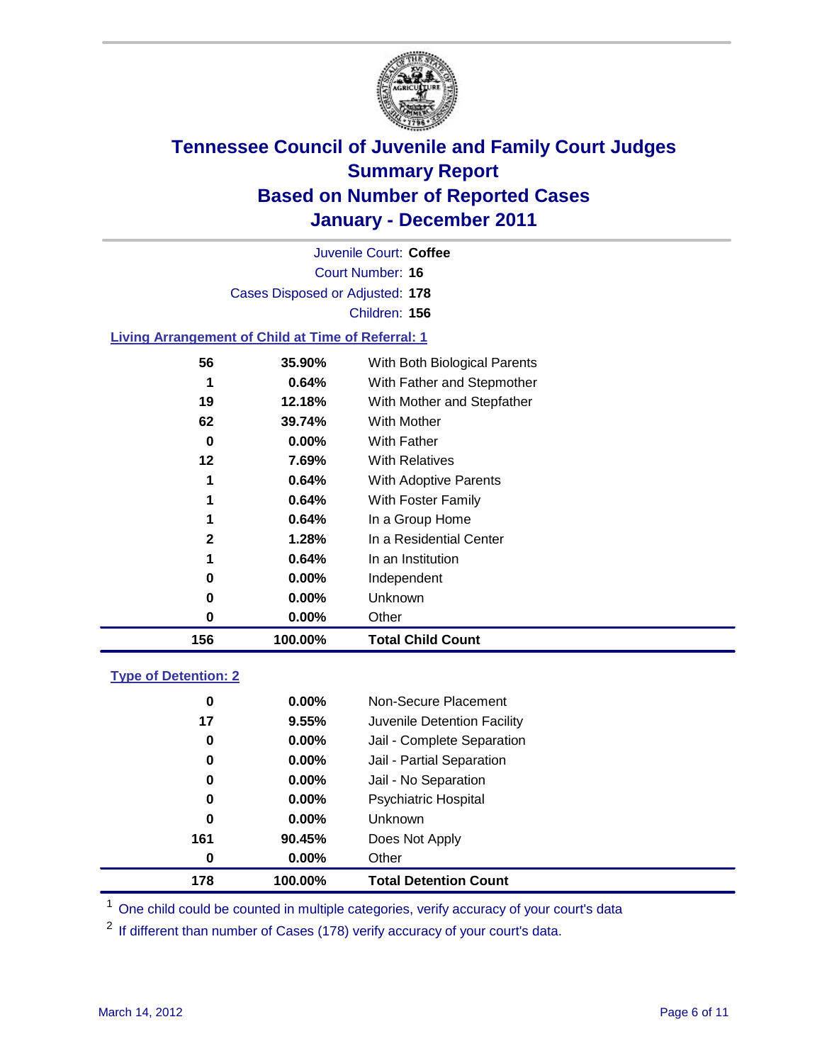# Tennessee Council of Juvenile and Family Court Judges
## Summary Report
## Based on Number of Reported Cases
## January - December 2011

Juvenile Court: **Coffee**

Court Number: **16**

Cases Disposed or Adjusted: **178**

Children: **156**

### Living Arrangement of Child at Time of Referral: 1

| Count | Percent | Category |
|---|---|---|
| 56 | 35.90% | With Both Biological Parents |
| 1 | 0.64% | With Father and Stepmother |
| 19 | 12.18% | With Mother and Stepfather |
| 62 | 39.74% | With Mother |
| 0 | 0.00% | With Father |
| 12 | 7.69% | With Relatives |
| 1 | 0.64% | With Adoptive Parents |
| 1 | 0.64% | With Foster Family |
| 1 | 0.64% | In a Group Home |
| 2 | 1.28% | In a Residential Center |
| 1 | 0.64% | In an Institution |
| 0 | 0.00% | Independent |
| 0 | 0.00% | Unknown |
| 0 | 0.00% | Other |
| **156** | **100.00%** | **Total Child Count** |

### Type of Detention: 2

| Count | Percent | Category |
|---|---|---|
| 0 | 0.00% | Non-Secure Placement |
| 17 | 9.55% | Juvenile Detention Facility |
| 0 | 0.00% | Jail - Complete Separation |
| 0 | 0.00% | Jail - Partial Separation |
| 0 | 0.00% | Jail - No Separation |
| 0 | 0.00% | Psychiatric Hospital |
| 0 | 0.00% | Unknown |
| 161 | 90.45% | Does Not Apply |
| 0 | 0.00% | Other |
| **178** | **100.00%** | **Total Detention Count** |

[1] One child could be counted in multiple categories, verify accuracy of your court's data

[2] If different than number of Cases (178) verify accuracy of your court's data.

March 14, 2012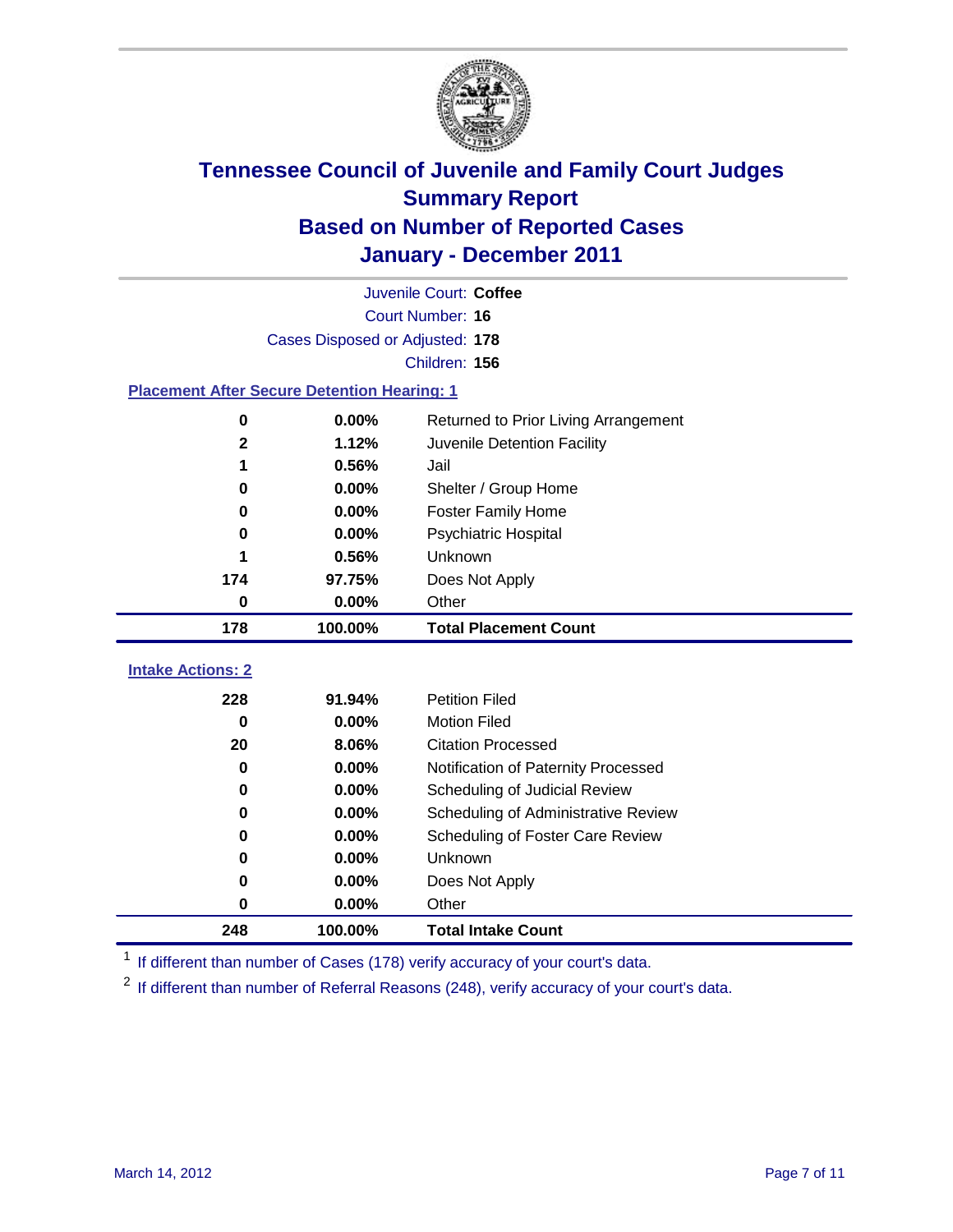# Tennessee Council of Juvenile and Family Court Judges
## Summary Report
## Based on Number of Reported Cases
## January - December 2011

Juvenile Court: **Coffee**

Court Number: **16**

Cases Disposed or Adjusted: **178**

Children: **156**

### Placement After Secure Detention Hearing: 1

| Count | Percent | Placement |
|---|---|---|
| 0 | 0.00% | Returned to Prior Living Arrangement |
| 2 | 1.12% | Juvenile Detention Facility |
| 1 | 0.56% | Jail |
| 0 | 0.00% | Shelter / Group Home |
| 0 | 0.00% | Foster Family Home |
| 0 | 0.00% | Psychiatric Hospital |
| 1 | 0.56% | Unknown |
| 174 | 97.75% | Does Not Apply |
| 0 | 0.00% | Other |
| **178** | **100.00%** | **Total Placement Count** |

### Intake Actions: 2

| Count | Percent | Intake Action |
|---|---|---|
| 228 | 91.94% | Petition Filed |
| 0 | 0.00% | Motion Filed |
| 20 | 8.06% | Citation Processed |
| 0 | 0.00% | Notification of Paternity Processed |
| 0 | 0.00% | Scheduling of Judicial Review |
| 0 | 0.00% | Scheduling of Administrative Review |
| 0 | 0.00% | Scheduling of Foster Care Review |
| 0 | 0.00% | Unknown |
| 0 | 0.00% | Does Not Apply |
| 0 | 0.00% | Other |
| **248** | **100.00%** | **Total Intake Count** |

[1] If different than number of Cases (178) verify accuracy of your court's data.

[2] If different than number of Referral Reasons (248), verify accuracy of your court's data.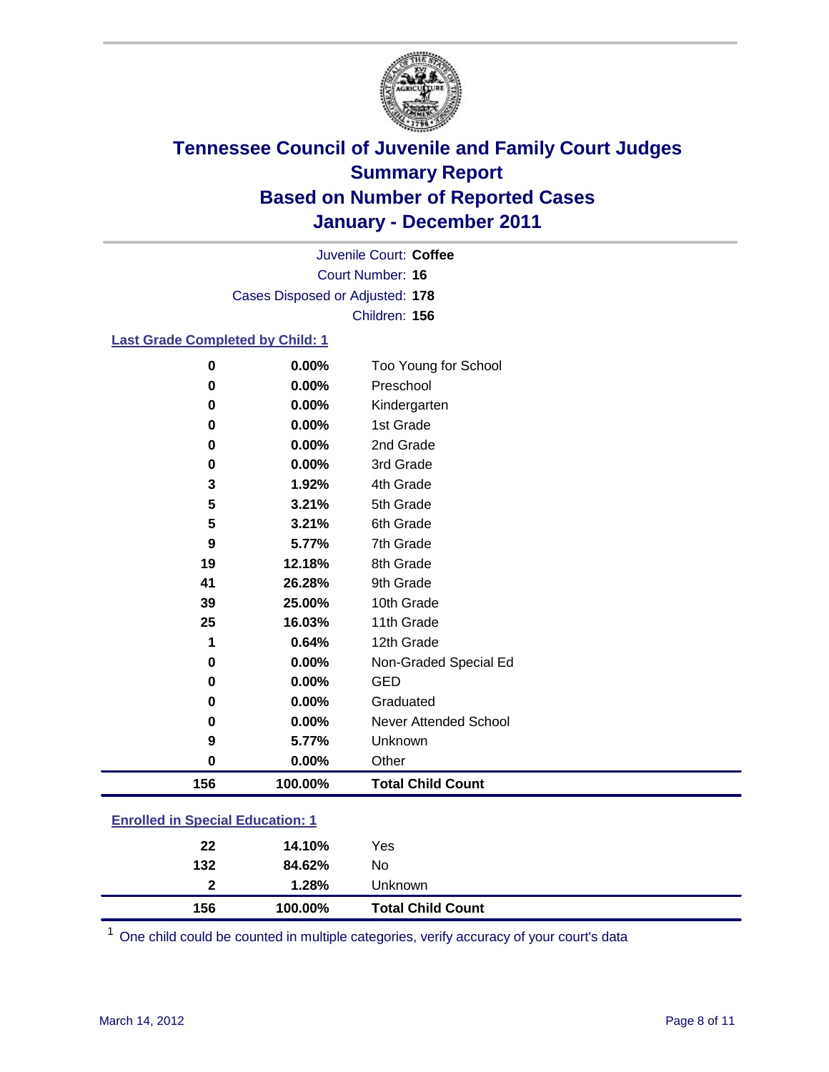# Tennessee Council of Juvenile and Family Court Judges
## Summary Report
## Based on Number of Reported Cases
## January - December 2011

Juvenile Court: **Coffee**

Court Number: **16**

Cases Disposed or Adjusted: **178**

Children: **156**

### Last Grade Completed by Child: 1

| Count | Percent | Category |
|---|---|---|
| 0 | 0.00% | Too Young for School |
| 0 | 0.00% | Preschool |
| 0 | 0.00% | Kindergarten |
| 0 | 0.00% | 1st Grade |
| 0 | 0.00% | 2nd Grade |
| 0 | 0.00% | 3rd Grade |
| 3 | 1.92% | 4th Grade |
| 5 | 3.21% | 5th Grade |
| 5 | 3.21% | 6th Grade |
| 9 | 5.77% | 7th Grade |
| 19 | 12.18% | 8th Grade |
| 41 | 26.28% | 9th Grade |
| 39 | 25.00% | 10th Grade |
| 25 | 16.03% | 11th Grade |
| 1 | 0.64% | 12th Grade |
| 0 | 0.00% | Non-Graded Special Ed |
| 0 | 0.00% | GED |
| 0 | 0.00% | Graduated |
| 0 | 0.00% | Never Attended School |
| 9 | 5.77% | Unknown |
| 0 | 0.00% | Other |
| **156** | **100.00%** | **Total Child Count** |

### Enrolled in Special Education: 1

| Count | Percent | Category |
|---|---|---|
| 22 | 14.10% | Yes |
| 132 | 84.62% | No |
| 2 | 1.28% | Unknown |
| **156** | **100.00%** | **Total Child Count** |

[1] One child could be counted in multiple categories, verify accuracy of your court's data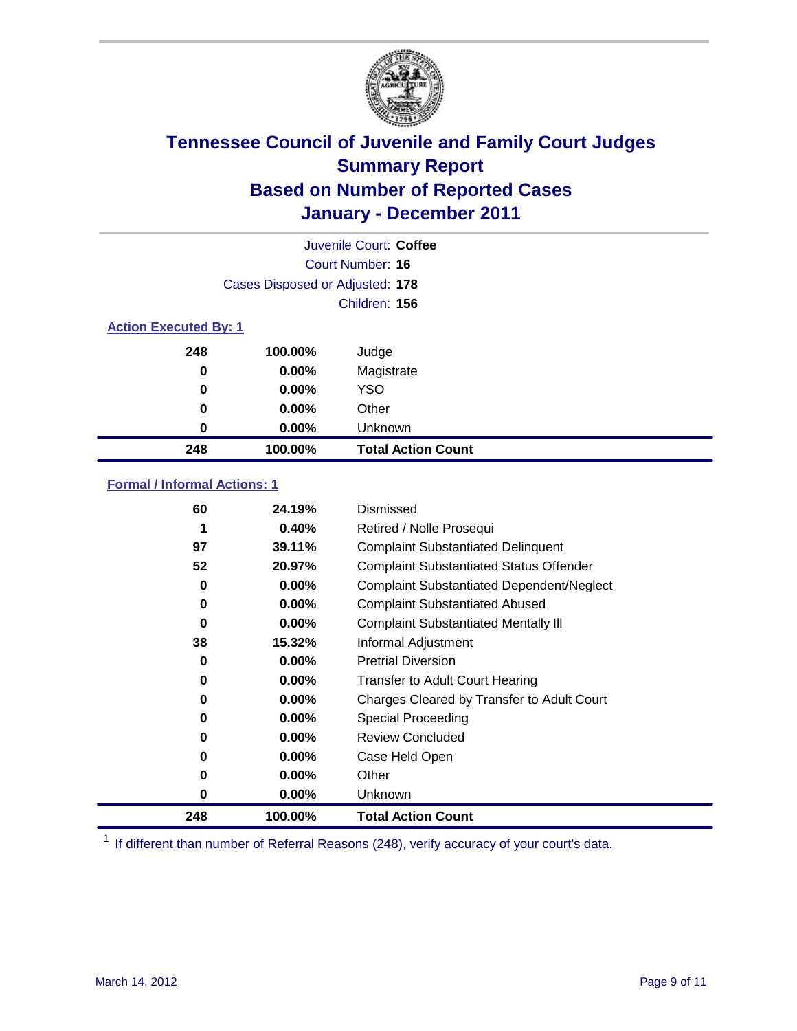# Tennessee Council of Juvenile and Family Court Judges
## Summary Report
## Based on Number of Reported Cases
## January - December 2011

Juvenile Court: **Coffee**

Court Number: **16**

Cases Disposed or Adjusted: **178**

Children: **156**

### Action Executed By: 1

| | | |
|---|---|---|
| 248 | 100.00% | Judge |
| 0 | 0.00% | Magistrate |
| 0 | 0.00% | YSO |
| 0 | 0.00% | Other |
| 0 | 0.00% | Unknown |
| **248** | **100.00%** | **Total Action Count** |

### Formal / Informal Actions: 1

| | | |
|---|---|---|
| 60 | 24.19% | Dismissed |
| 1 | 0.40% | Retired / Nolle Prosequi |
| 97 | 39.11% | Complaint Substantiated Delinquent |
| 52 | 20.97% | Complaint Substantiated Status Offender |
| 0 | 0.00% | Complaint Substantiated Dependent/Neglect |
| 0 | 0.00% | Complaint Substantiated Abused |
| 0 | 0.00% | Complaint Substantiated Mentally Ill |
| 38 | 15.32% | Informal Adjustment |
| 0 | 0.00% | Pretrial Diversion |
| 0 | 0.00% | Transfer to Adult Court Hearing |
| 0 | 0.00% | Charges Cleared by Transfer to Adult Court |
| 0 | 0.00% | Special Proceeding |
| 0 | 0.00% | Review Concluded |
| 0 | 0.00% | Case Held Open |
| 0 | 0.00% | Other |
| 0 | 0.00% | Unknown |
| **248** | **100.00%** | **Total Action Count** |

[1] If different than number of Referral Reasons (248), verify accuracy of your court's data.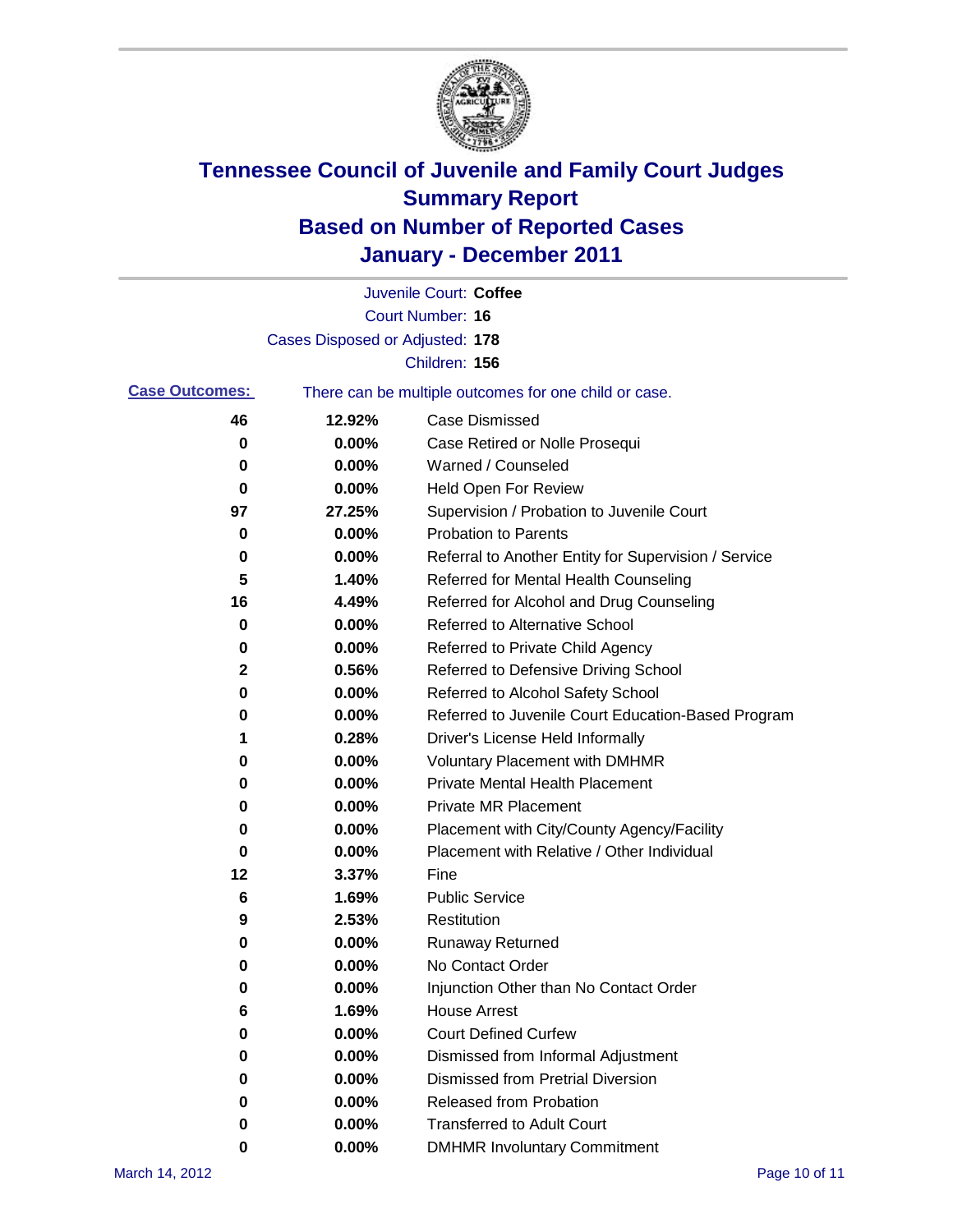# Tennessee Council of Juvenile and Family Court Judges
## Summary Report
## Based on Number of Reported Cases
## January - December 2011

Juvenile Court: **Coffee**

Court Number: **16**

Cases Disposed or Adjusted: **178**

Children: **156**

**Case Outcomes:** There can be multiple outcomes for one child or case.

| Count | Percent | Outcome |
|---|---|---|
| 46 | 12.92% | Case Dismissed |
| 0 | 0.00% | Case Retired or Nolle Prosequi |
| 0 | 0.00% | Warned / Counseled |
| 0 | 0.00% | Held Open For Review |
| 97 | 27.25% | Supervision / Probation to Juvenile Court |
| 0 | 0.00% | Probation to Parents |
| 0 | 0.00% | Referral to Another Entity for Supervision / Service |
| 5 | 1.40% | Referred for Mental Health Counseling |
| 16 | 4.49% | Referred for Alcohol and Drug Counseling |
| 0 | 0.00% | Referred to Alternative School |
| 0 | 0.00% | Referred to Private Child Agency |
| 2 | 0.56% | Referred to Defensive Driving School |
| 0 | 0.00% | Referred to Alcohol Safety School |
| 0 | 0.00% | Referred to Juvenile Court Education-Based Program |
| 1 | 0.28% | Driver's License Held Informally |
| 0 | 0.00% | Voluntary Placement with DMHMR |
| 0 | 0.00% | Private Mental Health Placement |
| 0 | 0.00% | Private MR Placement |
| 0 | 0.00% | Placement with City/County Agency/Facility |
| 0 | 0.00% | Placement with Relative / Other Individual |
| 12 | 3.37% | Fine |
| 6 | 1.69% | Public Service |
| 9 | 2.53% | Restitution |
| 0 | 0.00% | Runaway Returned |
| 0 | 0.00% | No Contact Order |
| 0 | 0.00% | Injunction Other than No Contact Order |
| 6 | 1.69% | House Arrest |
| 0 | 0.00% | Court Defined Curfew |
| 0 | 0.00% | Dismissed from Informal Adjustment |
| 0 | 0.00% | Dismissed from Pretrial Diversion |
| 0 | 0.00% | Released from Probation |
| 0 | 0.00% | Transferred to Adult Court |
| 0 | 0.00% | DMHMR Involuntary Commitment |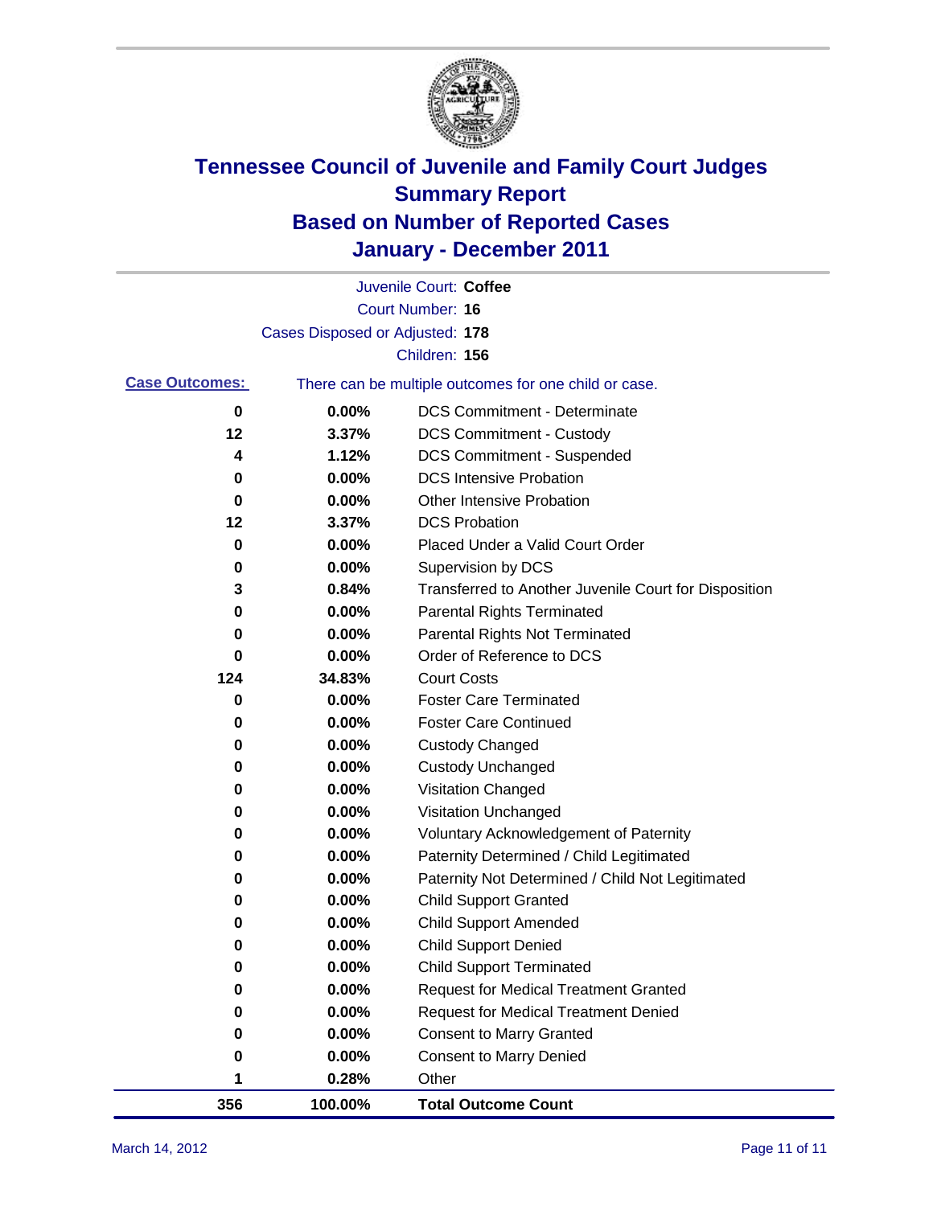# Tennessee Council of Juvenile and Family Court Judges
## Summary Report
## Based on Number of Reported Cases
## January - December 2011

Juvenile Court: **Coffee**

Court Number: **16**

Cases Disposed or Adjusted: **178**

Children: **156**

**Case Outcomes:** There can be multiple outcomes for one child or case.

| | | |
|---|---|---|
| 0 | 0.00% | DCS Commitment - Determinate |
| 12 | 3.37% | DCS Commitment - Custody |
| 4 | 1.12% | DCS Commitment - Suspended |
| 0 | 0.00% | DCS Intensive Probation |
| 0 | 0.00% | Other Intensive Probation |
| 12 | 3.37% | DCS Probation |
| 0 | 0.00% | Placed Under a Valid Court Order |
| 0 | 0.00% | Supervision by DCS |
| 3 | 0.84% | Transferred to Another Juvenile Court for Disposition |
| 0 | 0.00% | Parental Rights Terminated |
| 0 | 0.00% | Parental Rights Not Terminated |
| 0 | 0.00% | Order of Reference to DCS |
| 124 | 34.83% | Court Costs |
| 0 | 0.00% | Foster Care Terminated |
| 0 | 0.00% | Foster Care Continued |
| 0 | 0.00% | Custody Changed |
| 0 | 0.00% | Custody Unchanged |
| 0 | 0.00% | Visitation Changed |
| 0 | 0.00% | Visitation Unchanged |
| 0 | 0.00% | Voluntary Acknowledgement of Paternity |
| 0 | 0.00% | Paternity Determined / Child Legitimated |
| 0 | 0.00% | Paternity Not Determined / Child Not Legitimated |
| 0 | 0.00% | Child Support Granted |
| 0 | 0.00% | Child Support Amended |
| 0 | 0.00% | Child Support Denied |
| 0 | 0.00% | Child Support Terminated |
| 0 | 0.00% | Request for Medical Treatment Granted |
| 0 | 0.00% | Request for Medical Treatment Denied |
| 0 | 0.00% | Consent to Marry Granted |
| 0 | 0.00% | Consent to Marry Denied |
| 1 | 0.28% | Other |
| **356** | **100.00%** | **Total Outcome Count** |

March 14, 2012